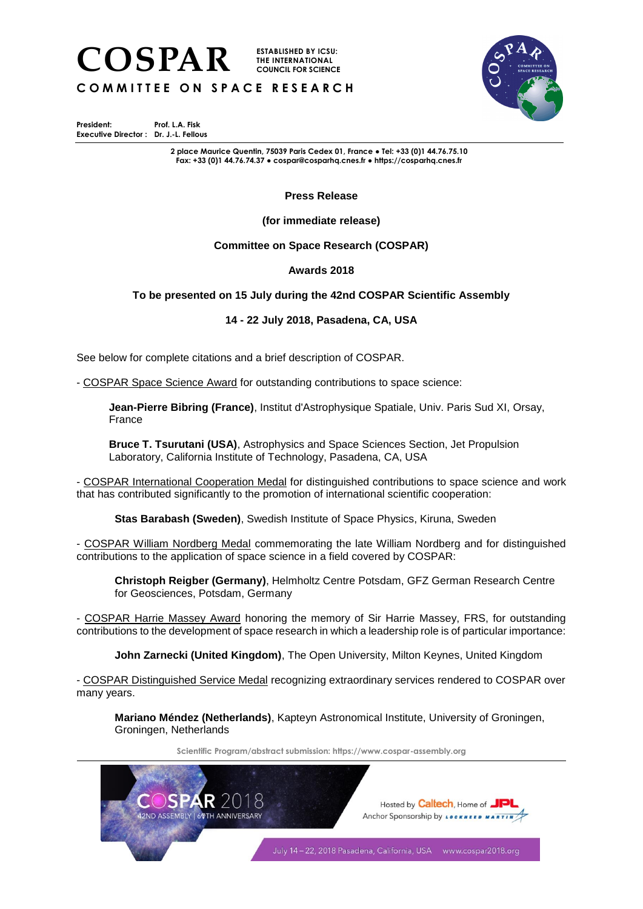# COSPAR

ESTABLISHED BY ICSU: THE INTERNATIONAL COUNCIL FOR SCIENCE

COMMITTEE ON SPACE RESEARCH

**President:** Prof. L.A. Fisk
**Executive Director :** Dr. J.-L. Fellous

2 place Maurice Quentin, 75039 Paris Cedex 01, France • Tel: +33 (0)1 44.76.75.10
Fax: +33 (0)1 44.76.74.37 • cospar@cosparhq.cnes.fr • https://cosparhq.cnes.fr

**Press Release**

**(for immediate release)**

**Committee on Space Research (COSPAR)**

**Awards 2018**

**To be presented on 15 July during the 42nd COSPAR Scientific Assembly**

**14 - 22 July 2018, Pasadena, CA, USA**

See below for complete citations and a brief description of COSPAR.

- COSPAR Space Science Award for outstanding contributions to space science:

**Jean-Pierre Bibring (France)**, Institut d'Astrophysique Spatiale, Univ. Paris Sud XI, Orsay, France

**Bruce T. Tsurutani (USA)**, Astrophysics and Space Sciences Section, Jet Propulsion Laboratory, California Institute of Technology, Pasadena, CA, USA

- COSPAR International Cooperation Medal for distinguished contributions to space science and work that has contributed significantly to the promotion of international scientific cooperation:

**Stas Barabash (Sweden)**, Swedish Institute of Space Physics, Kiruna, Sweden

- COSPAR William Nordberg Medal commemorating the late William Nordberg and for distinguished contributions to the application of space science in a field covered by COSPAR:

**Christoph Reigber (Germany)**, Helmholtz Centre Potsdam, GFZ German Research Centre for Geosciences, Potsdam, Germany

- COSPAR Harrie Massey Award honoring the memory of Sir Harrie Massey, FRS, for outstanding contributions to the development of space research in which a leadership role is of particular importance:

**John Zarnecki (United Kingdom)**, The Open University, Milton Keynes, United Kingdom

- COSPAR Distinguished Service Medal recognizing extraordinary services rendered to COSPAR over many years.

**Mariano Méndez (Netherlands)**, Kapteyn Astronomical Institute, University of Groningen, Groningen, Netherlands

Scientific Program/abstract submission: https://www.cospar-assembly.org

COSPAR 2018 42ND ASSEMBLY | 60TH ANNIVERSARY — Hosted by Caltech, Home of JPL — Anchor Sponsorship by Lockheed Martin — July 14 – 22, 2018 Pasadena, California, USA www.cospar2018.org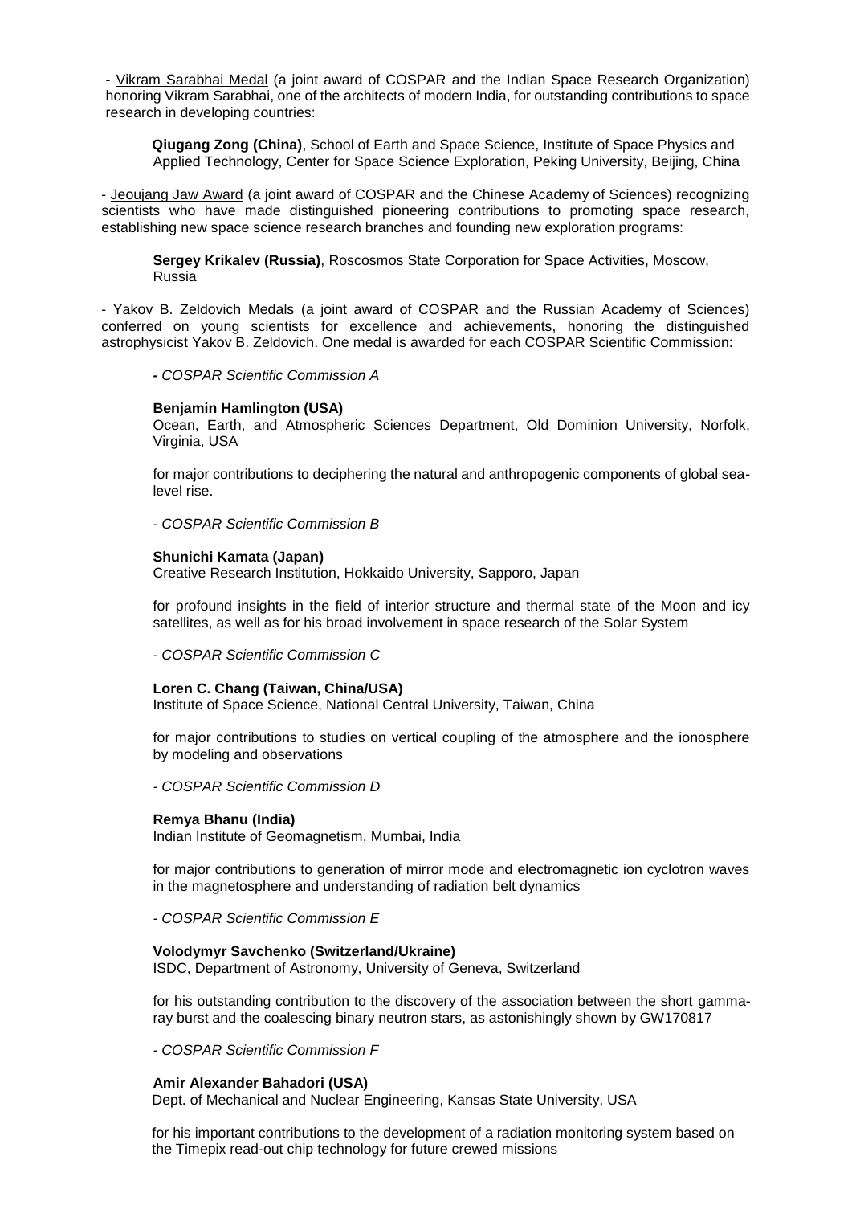- <u>Vikram Sarabhai Medal</u> (a joint award of COSPAR and the Indian Space Research Organization) honoring Vikram Sarabhai, one of the architects of modern India, for outstanding contributions to space research in developing countries:

**Qiugang Zong (China)**, School of Earth and Space Science, Institute of Space Physics and Applied Technology, Center for Space Science Exploration, Peking University, Beijing, China

- <u>Jeoujang Jaw Award</u> (a joint award of COSPAR and the Chinese Academy of Sciences) recognizing scientists who have made distinguished pioneering contributions to promoting space research, establishing new space science research branches and founding new exploration programs:

**Sergey Krikalev (Russia)**, Roscosmos State Corporation for Space Activities, Moscow, Russia

- <u>Yakov B. Zeldovich Medals</u> (a joint award of COSPAR and the Russian Academy of Sciences) conferred on young scientists for excellence and achievements, honoring the distinguished astrophysicist Yakov B. Zeldovich. One medal is awarded for each COSPAR Scientific Commission:

*- COSPAR Scientific Commission A*

**Benjamin Hamlington (USA)**
Ocean, Earth, and Atmospheric Sciences Department, Old Dominion University, Norfolk, Virginia, USA

for major contributions to deciphering the natural and anthropogenic components of global sea-level rise.

*- COSPAR Scientific Commission B*

**Shunichi Kamata (Japan)**
Creative Research Institution, Hokkaido University, Sapporo, Japan

for profound insights in the field of interior structure and thermal state of the Moon and icy satellites, as well as for his broad involvement in space research of the Solar System

*- COSPAR Scientific Commission C*

**Loren C. Chang (Taiwan, China/USA)**
Institute of Space Science, National Central University, Taiwan, China

for major contributions to studies on vertical coupling of the atmosphere and the ionosphere by modeling and observations

*- COSPAR Scientific Commission D*

**Remya Bhanu (India)**
Indian Institute of Geomagnetism, Mumbai, India

for major contributions to generation of mirror mode and electromagnetic ion cyclotron waves in the magnetosphere and understanding of radiation belt dynamics

*- COSPAR Scientific Commission E*

**Volodymyr Savchenko (Switzerland/Ukraine)**
ISDC, Department of Astronomy, University of Geneva, Switzerland

for his outstanding contribution to the discovery of the association between the short gamma-ray burst and the coalescing binary neutron stars, as astonishingly shown by GW170817

*- COSPAR Scientific Commission F*

**Amir Alexander Bahadori (USA)**
Dept. of Mechanical and Nuclear Engineering, Kansas State University, USA

for his important contributions to the development of a radiation monitoring system based on the Timepix read-out chip technology for future crewed missions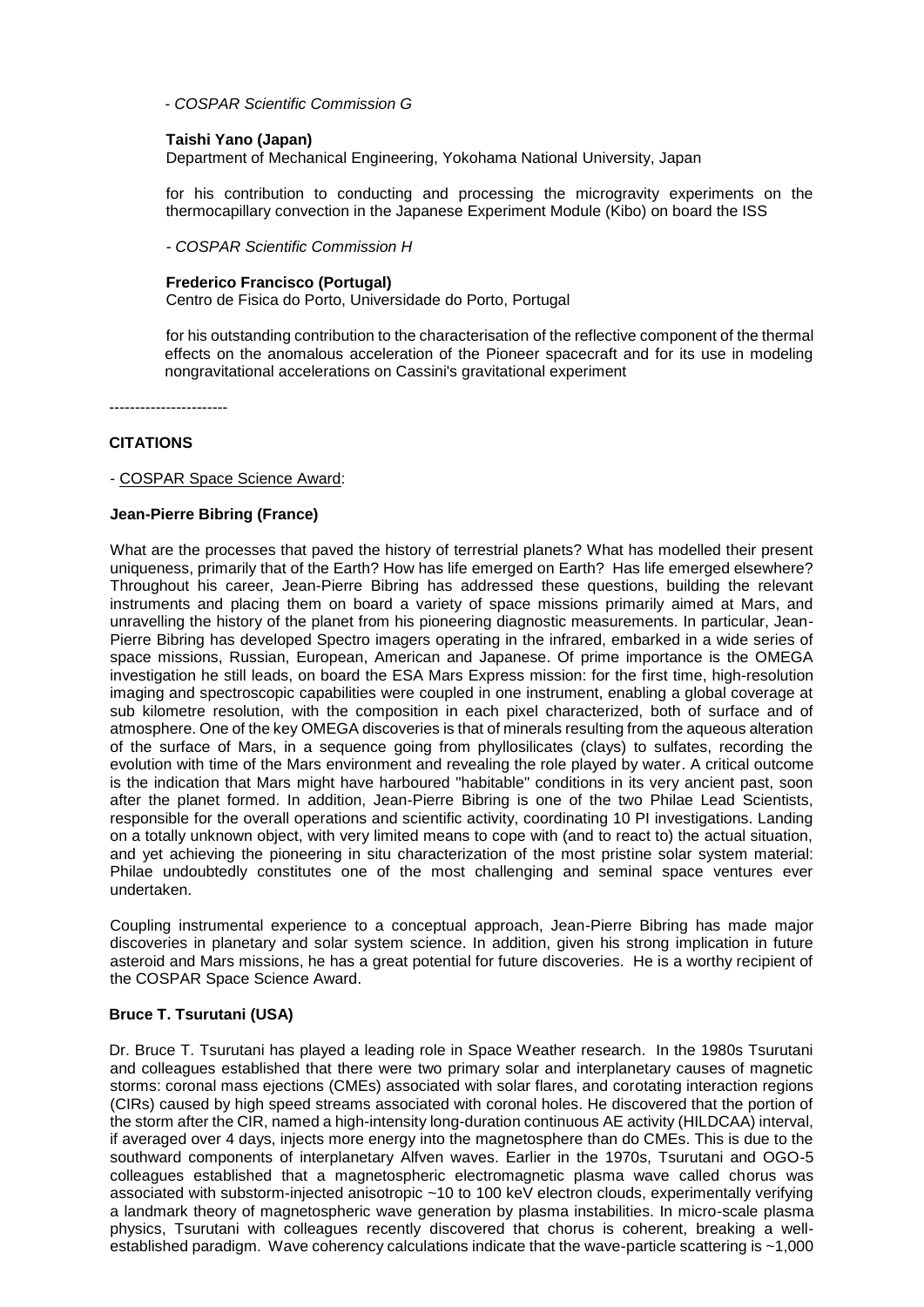*- COSPAR Scientific Commission G*

**Taishi Yano (Japan)**
Department of Mechanical Engineering, Yokohama National University, Japan

for his contribution to conducting and processing the microgravity experiments on the thermocapillary convection in the Japanese Experiment Module (Kibo) on board the ISS

*- COSPAR Scientific Commission H*

**Frederico Francisco (Portugal)**
Centro de Fisica do Porto, Universidade do Porto, Portugal

for his outstanding contribution to the characterisation of the reflective component of the thermal effects on the anomalous acceleration of the Pioneer spacecraft and for its use in modeling nongravitational accelerations on Cassini's gravitational experiment

-----------------------

## CITATIONS

- COSPAR Space Science Award:

### Jean-Pierre Bibring (France)

What are the processes that paved the history of terrestrial planets? What has modelled their present uniqueness, primarily that of the Earth? How has life emerged on Earth? Has life emerged elsewhere? Throughout his career, Jean-Pierre Bibring has addressed these questions, building the relevant instruments and placing them on board a variety of space missions primarily aimed at Mars, and unravelling the history of the planet from his pioneering diagnostic measurements. In particular, Jean-Pierre Bibring has developed Spectro imagers operating in the infrared, embarked in a wide series of space missions, Russian, European, American and Japanese. Of prime importance is the OMEGA investigation he still leads, on board the ESA Mars Express mission: for the first time, high-resolution imaging and spectroscopic capabilities were coupled in one instrument, enabling a global coverage at sub kilometre resolution, with the composition in each pixel characterized, both of surface and of atmosphere. One of the key OMEGA discoveries is that of minerals resulting from the aqueous alteration of the surface of Mars, in a sequence going from phyllosilicates (clays) to sulfates, recording the evolution with time of the Mars environment and revealing the role played by water. A critical outcome is the indication that Mars might have harboured "habitable" conditions in its very ancient past, soon after the planet formed. In addition, Jean-Pierre Bibring is one of the two Philae Lead Scientists, responsible for the overall operations and scientific activity, coordinating 10 PI investigations. Landing on a totally unknown object, with very limited means to cope with (and to react to) the actual situation, and yet achieving the pioneering in situ characterization of the most pristine solar system material: Philae undoubtedly constitutes one of the most challenging and seminal space ventures ever undertaken.

Coupling instrumental experience to a conceptual approach, Jean-Pierre Bibring has made major discoveries in planetary and solar system science. In addition, given his strong implication in future asteroid and Mars missions, he has a great potential for future discoveries. He is a worthy recipient of the COSPAR Space Science Award.

### Bruce T. Tsurutani (USA)

Dr. Bruce T. Tsurutani has played a leading role in Space Weather research. In the 1980s Tsurutani and colleagues established that there were two primary solar and interplanetary causes of magnetic storms: coronal mass ejections (CMEs) associated with solar flares, and corotating interaction regions (CIRs) caused by high speed streams associated with coronal holes. He discovered that the portion of the storm after the CIR, named a high-intensity long-duration continuous AE activity (HILDCAA) interval, if averaged over 4 days, injects more energy into the magnetosphere than do CMEs. This is due to the southward components of interplanetary Alfven waves. Earlier in the 1970s, Tsurutani and OGO-5 colleagues established that a magnetospheric electromagnetic plasma wave called chorus was associated with substorm-injected anisotropic ~10 to 100 keV electron clouds, experimentally verifying a landmark theory of magnetospheric wave generation by plasma instabilities. In micro-scale plasma physics, Tsurutani with colleagues recently discovered that chorus is coherent, breaking a well-established paradigm. Wave coherency calculations indicate that the wave-particle scattering is ~1,000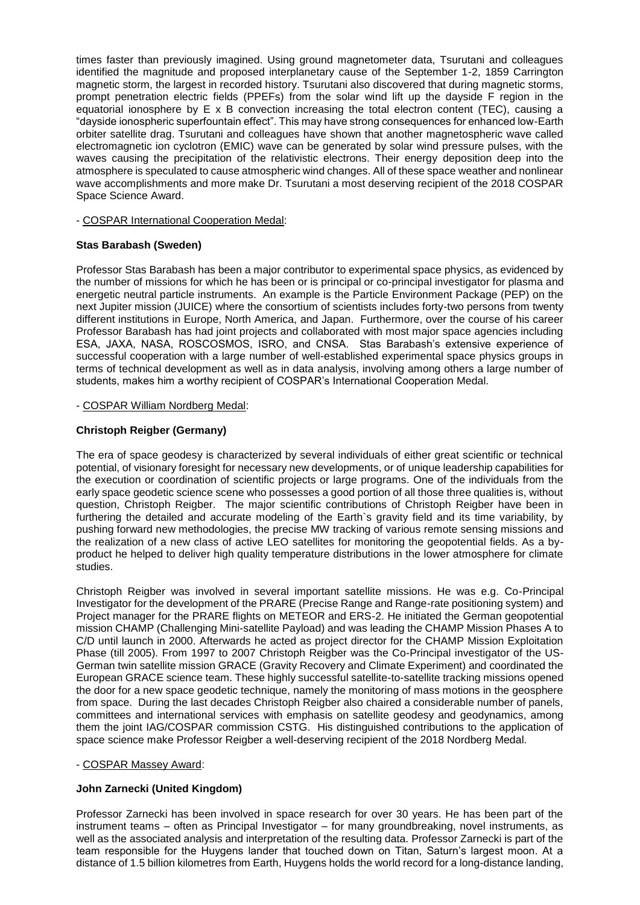times faster than previously imagined. Using ground magnetometer data, Tsurutani and colleagues identified the magnitude and proposed interplanetary cause of the September 1-2, 1859 Carrington magnetic storm, the largest in recorded history. Tsurutani also discovered that during magnetic storms, prompt penetration electric fields (PPEFs) from the solar wind lift up the dayside F region in the equatorial ionosphere by E x B convection increasing the total electron content (TEC), causing a "dayside ionospheric superfountain effect". This may have strong consequences for enhanced low-Earth orbiter satellite drag. Tsurutani and colleagues have shown that another magnetospheric wave called electromagnetic ion cyclotron (EMIC) wave can be generated by solar wind pressure pulses, with the waves causing the precipitation of the relativistic electrons. Their energy deposition deep into the atmosphere is speculated to cause atmospheric wind changes. All of these space weather and nonlinear wave accomplishments and more make Dr. Tsurutani a most deserving recipient of the 2018 COSPAR Space Science Award.

- COSPAR International Cooperation Medal:

**Stas Barabash (Sweden)**

Professor Stas Barabash has been a major contributor to experimental space physics, as evidenced by the number of missions for which he has been or is principal or co-principal investigator for plasma and energetic neutral particle instruments. An example is the Particle Environment Package (PEP) on the next Jupiter mission (JUICE) where the consortium of scientists includes forty-two persons from twenty different institutions in Europe, North America, and Japan. Furthermore, over the course of his career Professor Barabash has had joint projects and collaborated with most major space agencies including ESA, JAXA, NASA, ROSCOSMOS, ISRO, and CNSA. Stas Barabash's extensive experience of successful cooperation with a large number of well-established experimental space physics groups in terms of technical development as well as in data analysis, involving among others a large number of students, makes him a worthy recipient of COSPAR's International Cooperation Medal.

- COSPAR William Nordberg Medal:

**Christoph Reigber (Germany)**

The era of space geodesy is characterized by several individuals of either great scientific or technical potential, of visionary foresight for necessary new developments, or of unique leadership capabilities for the execution or coordination of scientific projects or large programs. One of the individuals from the early space geodetic science scene who possesses a good portion of all those three qualities is, without question, Christoph Reigber. The major scientific contributions of Christoph Reigber have been in furthering the detailed and accurate modeling of the Earth`s gravity field and its time variability, by pushing forward new methodologies, the precise MW tracking of various remote sensing missions and the realization of a new class of active LEO satellites for monitoring the geopotential fields. As a by-product he helped to deliver high quality temperature distributions in the lower atmosphere for climate studies.

Christoph Reigber was involved in several important satellite missions. He was e.g. Co-Principal Investigator for the development of the PRARE (Precise Range and Range-rate positioning system) and Project manager for the PRARE flights on METEOR and ERS-2. He initiated the German geopotential mission CHAMP (Challenging Mini-satellite Payload) and was leading the CHAMP Mission Phases A to C/D until launch in 2000. Afterwards he acted as project director for the CHAMP Mission Exploitation Phase (till 2005). From 1997 to 2007 Christoph Reigber was the Co-Principal investigator of the US-German twin satellite mission GRACE (Gravity Recovery and Climate Experiment) and coordinated the European GRACE science team. These highly successful satellite-to-satellite tracking missions opened the door for a new space geodetic technique, namely the monitoring of mass motions in the geosphere from space. During the last decades Christoph Reigber also chaired a considerable number of panels, committees and international services with emphasis on satellite geodesy and geodynamics, among them the joint IAG/COSPAR commission CSTG. His distinguished contributions to the application of space science make Professor Reigber a well-deserving recipient of the 2018 Nordberg Medal.

- COSPAR Massey Award:

**John Zarnecki (United Kingdom)**

Professor Zarnecki has been involved in space research for over 30 years. He has been part of the instrument teams – often as Principal Investigator – for many groundbreaking, novel instruments, as well as the associated analysis and interpretation of the resulting data. Professor Zarnecki is part of the team responsible for the Huygens lander that touched down on Titan, Saturn's largest moon. At a distance of 1.5 billion kilometres from Earth, Huygens holds the world record for a long-distance landing,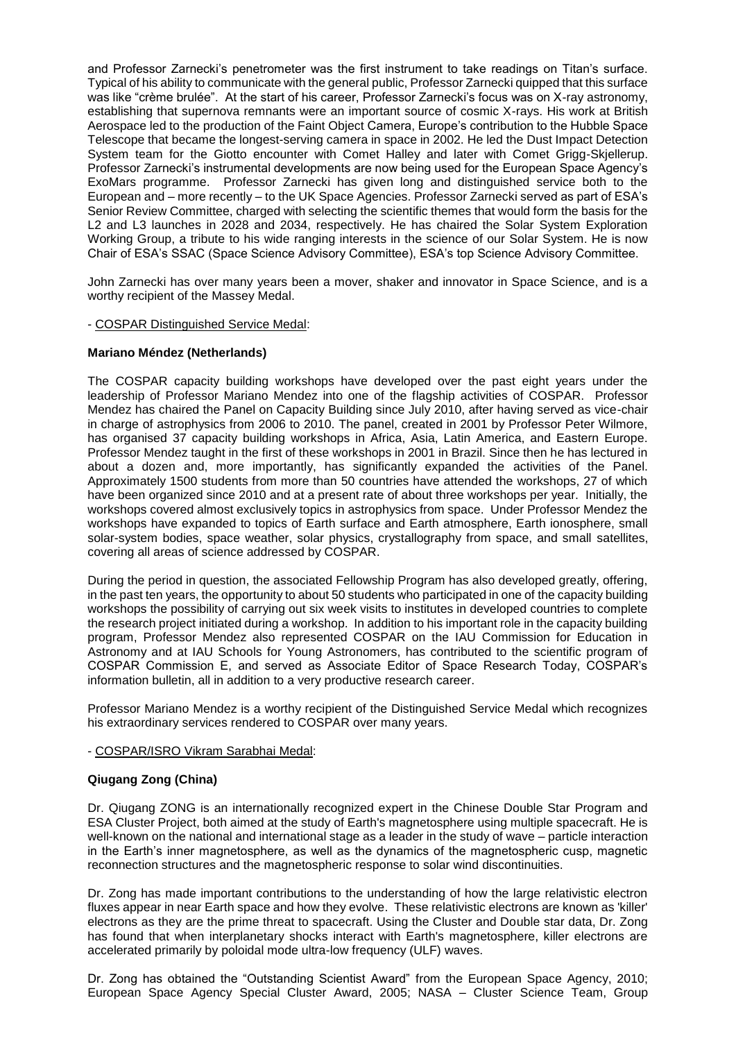and Professor Zarnecki's penetrometer was the first instrument to take readings on Titan's surface. Typical of his ability to communicate with the general public, Professor Zarnecki quipped that this surface was like "crème brulée". At the start of his career, Professor Zarnecki's focus was on X-ray astronomy, establishing that supernova remnants were an important source of cosmic X-rays. His work at British Aerospace led to the production of the Faint Object Camera, Europe's contribution to the Hubble Space Telescope that became the longest-serving camera in space in 2002. He led the Dust Impact Detection System team for the Giotto encounter with Comet Halley and later with Comet Grigg-Skjellerup. Professor Zarnecki's instrumental developments are now being used for the European Space Agency's ExoMars programme. Professor Zarnecki has given long and distinguished service both to the European and – more recently – to the UK Space Agencies. Professor Zarnecki served as part of ESA's Senior Review Committee, charged with selecting the scientific themes that would form the basis for the L2 and L3 launches in 2028 and 2034, respectively. He has chaired the Solar System Exploration Working Group, a tribute to his wide ranging interests in the science of our Solar System. He is now Chair of ESA's SSAC (Space Science Advisory Committee), ESA's top Science Advisory Committee.

John Zarnecki has over many years been a mover, shaker and innovator in Space Science, and is a worthy recipient of the Massey Medal.

- COSPAR Distinguished Service Medal:

**Mariano Méndez (Netherlands)**

The COSPAR capacity building workshops have developed over the past eight years under the leadership of Professor Mariano Mendez into one of the flagship activities of COSPAR. Professor Mendez has chaired the Panel on Capacity Building since July 2010, after having served as vice-chair in charge of astrophysics from 2006 to 2010. The panel, created in 2001 by Professor Peter Wilmore, has organised 37 capacity building workshops in Africa, Asia, Latin America, and Eastern Europe. Professor Mendez taught in the first of these workshops in 2001 in Brazil. Since then he has lectured in about a dozen and, more importantly, has significantly expanded the activities of the Panel. Approximately 1500 students from more than 50 countries have attended the workshops, 27 of which have been organized since 2010 and at a present rate of about three workshops per year. Initially, the workshops covered almost exclusively topics in astrophysics from space. Under Professor Mendez the workshops have expanded to topics of Earth surface and Earth atmosphere, Earth ionosphere, small solar-system bodies, space weather, solar physics, crystallography from space, and small satellites, covering all areas of science addressed by COSPAR.

During the period in question, the associated Fellowship Program has also developed greatly, offering, in the past ten years, the opportunity to about 50 students who participated in one of the capacity building workshops the possibility of carrying out six week visits to institutes in developed countries to complete the research project initiated during a workshop. In addition to his important role in the capacity building program, Professor Mendez also represented COSPAR on the IAU Commission for Education in Astronomy and at IAU Schools for Young Astronomers, has contributed to the scientific program of COSPAR Commission E, and served as Associate Editor of Space Research Today, COSPAR's information bulletin, all in addition to a very productive research career.

Professor Mariano Mendez is a worthy recipient of the Distinguished Service Medal which recognizes his extraordinary services rendered to COSPAR over many years.

- COSPAR/ISRO Vikram Sarabhai Medal:

**Qiugang Zong (China)**

Dr. Qiugang ZONG is an internationally recognized expert in the Chinese Double Star Program and ESA Cluster Project, both aimed at the study of Earth's magnetosphere using multiple spacecraft. He is well-known on the national and international stage as a leader in the study of wave – particle interaction in the Earth's inner magnetosphere, as well as the dynamics of the magnetospheric cusp, magnetic reconnection structures and the magnetospheric response to solar wind discontinuities.

Dr. Zong has made important contributions to the understanding of how the large relativistic electron fluxes appear in near Earth space and how they evolve. These relativistic electrons are known as 'killer' electrons as they are the prime threat to spacecraft. Using the Cluster and Double star data, Dr. Zong has found that when interplanetary shocks interact with Earth's magnetosphere, killer electrons are accelerated primarily by poloidal mode ultra-low frequency (ULF) waves.

Dr. Zong has obtained the "Outstanding Scientist Award" from the European Space Agency, 2010; European Space Agency Special Cluster Award, 2005; NASA – Cluster Science Team, Group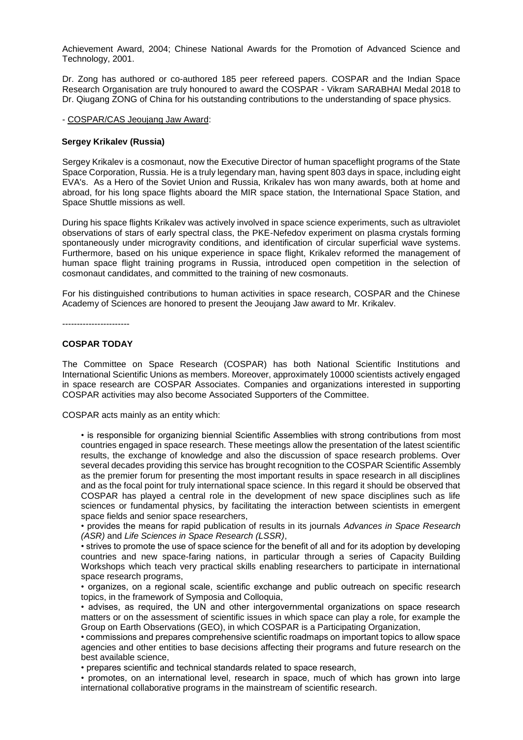Achievement Award, 2004; Chinese National Awards for the Promotion of Advanced Science and Technology, 2001.

Dr. Zong has authored or co-authored 185 peer refereed papers. COSPAR and the Indian Space Research Organisation are truly honoured to award the COSPAR - Vikram SARABHAI Medal 2018 to Dr. Qiugang ZONG of China for his outstanding contributions to the understanding of space physics.

- COSPAR/CAS Jeoujang Jaw Award:

**Sergey Krikalev (Russia)**

Sergey Krikalev is a cosmonaut, now the Executive Director of human spaceflight programs of the State Space Corporation, Russia. He is a truly legendary man, having spent 803 days in space, including eight EVA's. As a Hero of the Soviet Union and Russia, Krikalev has won many awards, both at home and abroad, for his long space flights aboard the MIR space station, the International Space Station, and Space Shuttle missions as well.

During his space flights Krikalev was actively involved in space science experiments, such as ultraviolet observations of stars of early spectral class, the PKE-Nefedov experiment on plasma crystals forming spontaneously under microgravity conditions, and identification of circular superficial wave systems. Furthermore, based on his unique experience in space flight, Krikalev reformed the management of human space flight training programs in Russia, introduced open competition in the selection of cosmonaut candidates, and committed to the training of new cosmonauts.

For his distinguished contributions to human activities in space research, COSPAR and the Chinese Academy of Sciences are honored to present the Jeoujang Jaw award to Mr. Krikalev.

-----------------------

**COSPAR TODAY**

The Committee on Space Research (COSPAR) has both National Scientific Institutions and International Scientific Unions as members. Moreover, approximately 10000 scientists actively engaged in space research are COSPAR Associates. Companies and organizations interested in supporting COSPAR activities may also become Associated Supporters of the Committee.

COSPAR acts mainly as an entity which:

- is responsible for organizing biennial Scientific Assemblies with strong contributions from most countries engaged in space research. These meetings allow the presentation of the latest scientific results, the exchange of knowledge and also the discussion of space research problems. Over several decades providing this service has brought recognition to the COSPAR Scientific Assembly as the premier forum for presenting the most important results in space research in all disciplines and as the focal point for truly international space science. In this regard it should be observed that COSPAR has played a central role in the development of new space disciplines such as life sciences or fundamental physics, by facilitating the interaction between scientists in emergent space fields and senior space researchers,
- provides the means for rapid publication of results in its journals *Advances in Space Research (ASR)* and *Life Sciences in Space Research (LSSR)*,
- strives to promote the use of space science for the benefit of all and for its adoption by developing countries and new space-faring nations, in particular through a series of Capacity Building Workshops which teach very practical skills enabling researchers to participate in international space research programs,
- organizes, on a regional scale, scientific exchange and public outreach on specific research topics, in the framework of Symposia and Colloquia,
- advises, as required, the UN and other intergovernmental organizations on space research matters or on the assessment of scientific issues in which space can play a role, for example the Group on Earth Observations (GEO), in which COSPAR is a Participating Organization,
- commissions and prepares comprehensive scientific roadmaps on important topics to allow space agencies and other entities to base decisions affecting their programs and future research on the best available science,
- prepares scientific and technical standards related to space research,
- promotes, on an international level, research in space, much of which has grown into large international collaborative programs in the mainstream of scientific research.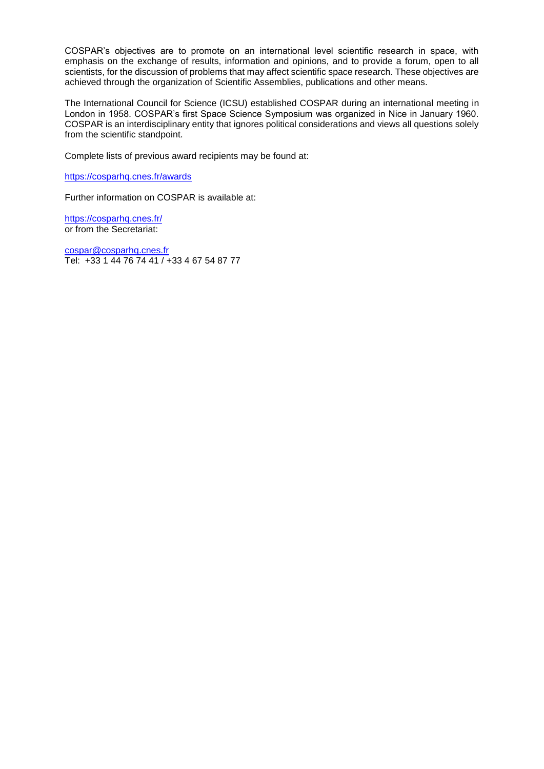COSPAR's objectives are to promote on an international level scientific research in space, with emphasis on the exchange of results, information and opinions, and to provide a forum, open to all scientists, for the discussion of problems that may affect scientific space research. These objectives are achieved through the organization of Scientific Assemblies, publications and other means.

The International Council for Science (ICSU) established COSPAR during an international meeting in London in 1958. COSPAR's first Space Science Symposium was organized in Nice in January 1960. COSPAR is an interdisciplinary entity that ignores political considerations and views all questions solely from the scientific standpoint.

Complete lists of previous award recipients may be found at:

https://cosparhq.cnes.fr/awards

Further information on COSPAR is available at:

https://cosparhq.cnes.fr/
or from the Secretariat:

cospar@cosparhq.cnes.fr
Tel: +33 1 44 76 74 41 / +33 4 67 54 87 77